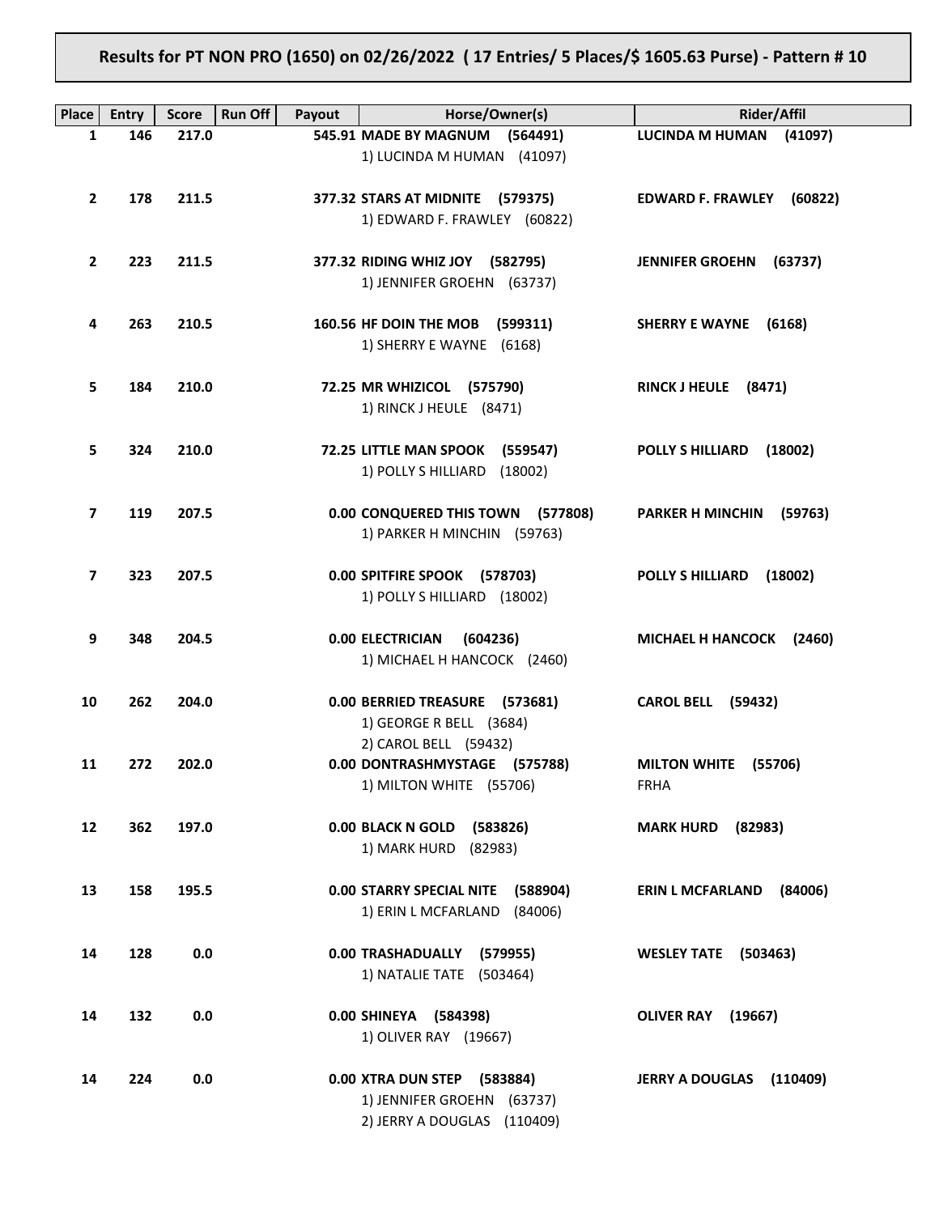**Results for PT NON PRO (1650) on 02/26/2022 ( 17 Entries/ 5 Places/$ 1605.63 Purse) - Pattern # 10**

| Place | Entry | Score | Run Off | Payout | Horse/Owner(s) | Rider/Affil |
|---|---|---|---|---|---|---|
| 1 | 146 | 217.0 | | 545.91 | **MADE BY MAGNUM (564491)**<br>1) LUCINDA M HUMAN (41097) | **LUCINDA M HUMAN (41097)** |
| 2 | 178 | 211.5 | | 377.32 | **STARS AT MIDNITE (579375)**<br>1) EDWARD F. FRAWLEY (60822) | **EDWARD F. FRAWLEY (60822)** |
| 2 | 223 | 211.5 | | 377.32 | **RIDING WHIZ JOY (582795)**<br>1) JENNIFER GROEHN (63737) | **JENNIFER GROEHN (63737)** |
| 4 | 263 | 210.5 | | 160.56 | **HF DOIN THE MOB (599311)**<br>1) SHERRY E WAYNE (6168) | **SHERRY E WAYNE (6168)** |
| 5 | 184 | 210.0 | | 72.25 | **MR WHIZICOL (575790)**<br>1) RINCK J HEULE (8471) | **RINCK J HEULE (8471)** |
| 5 | 324 | 210.0 | | 72.25 | **LITTLE MAN SPOOK (559547)**<br>1) POLLY S HILLIARD (18002) | **POLLY S HILLIARD (18002)** |
| 7 | 119 | 207.5 | | 0.00 | **CONQUERED THIS TOWN (577808)**<br>1) PARKER H MINCHIN (59763) | **PARKER H MINCHIN (59763)** |
| 7 | 323 | 207.5 | | 0.00 | **SPITFIRE SPOOK (578703)**<br>1) POLLY S HILLIARD (18002) | **POLLY S HILLIARD (18002)** |
| 9 | 348 | 204.5 | | 0.00 | **ELECTRICIAN (604236)**<br>1) MICHAEL H HANCOCK (2460) | **MICHAEL H HANCOCK (2460)** |
| 10 | 262 | 204.0 | | 0.00 | **BERRIED TREASURE (573681)**<br>1) GEORGE R BELL (3684)<br>2) CAROL BELL (59432) | **CAROL BELL (59432)** |
| 11 | 272 | 202.0 | | 0.00 | **DONTRASHMYSTAGE (575788)**<br>1) MILTON WHITE (55706) | **MILTON WHITE (55706)**<br>FRHA |
| 12 | 362 | 197.0 | | 0.00 | **BLACK N GOLD (583826)**<br>1) MARK HURD (82983) | **MARK HURD (82983)** |
| 13 | 158 | 195.5 | | 0.00 | **STARRY SPECIAL NITE (588904)**<br>1) ERIN L MCFARLAND (84006) | **ERIN L MCFARLAND (84006)** |
| 14 | 128 | 0.0 | | 0.00 | **TRASHADUALLY (579955)**<br>1) NATALIE TATE (503464) | **WESLEY TATE (503463)** |
| 14 | 132 | 0.0 | | 0.00 | **SHINEYA (584398)**<br>1) OLIVER RAY (19667) | **OLIVER RAY (19667)** |
| 14 | 224 | 0.0 | | 0.00 | **XTRA DUN STEP (583884)**<br>1) JENNIFER GROEHN (63737)<br>2) JERRY A DOUGLAS (110409) | **JERRY A DOUGLAS (110409)** |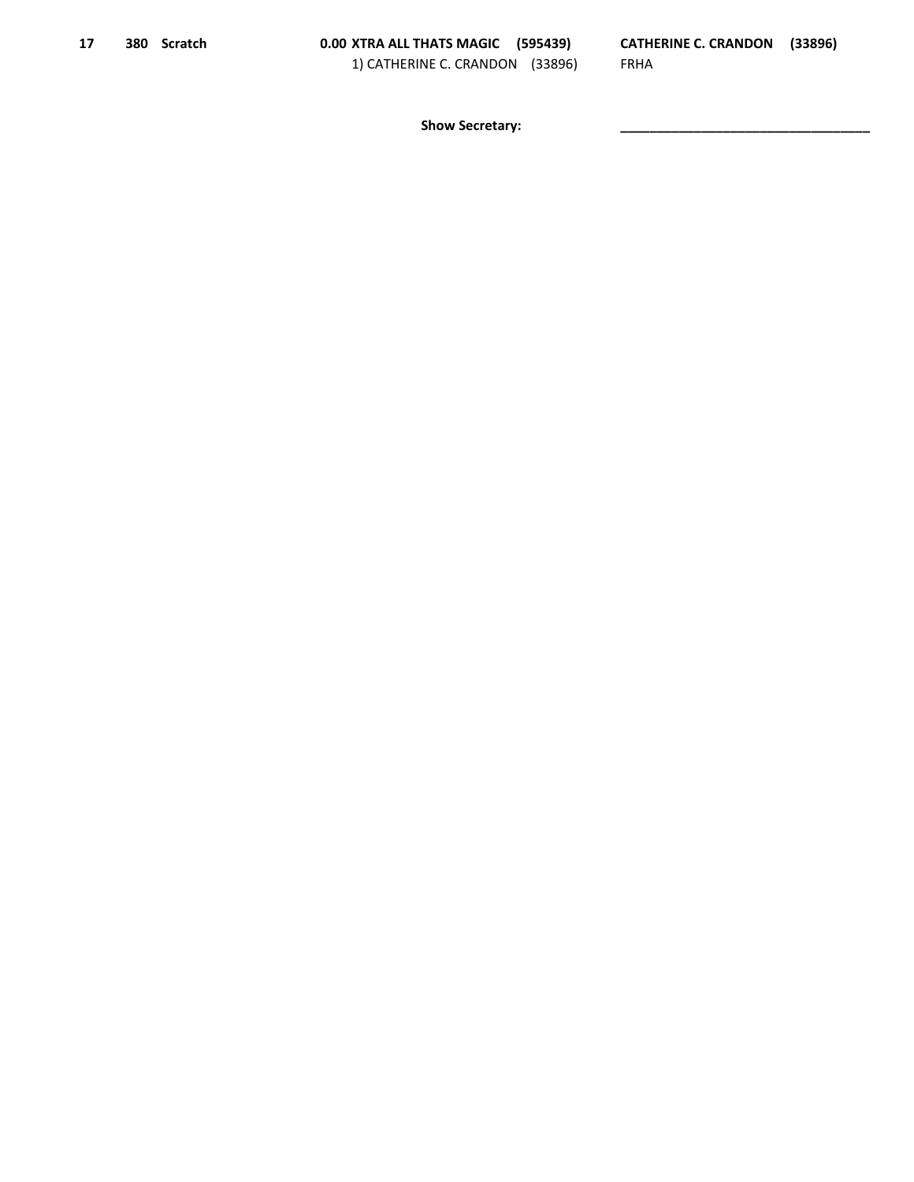| | | | | |
|---|---|---|---|---|
| **17** | **380** | **Scratch** | **0.00 XTRA ALL THATS MAGIC (595439)**<br>1) CATHERINE C. CRANDON (33896) | **CATHERINE C. CRANDON (33896)**<br>FRHA |

**Show Secretary:** ___________________________________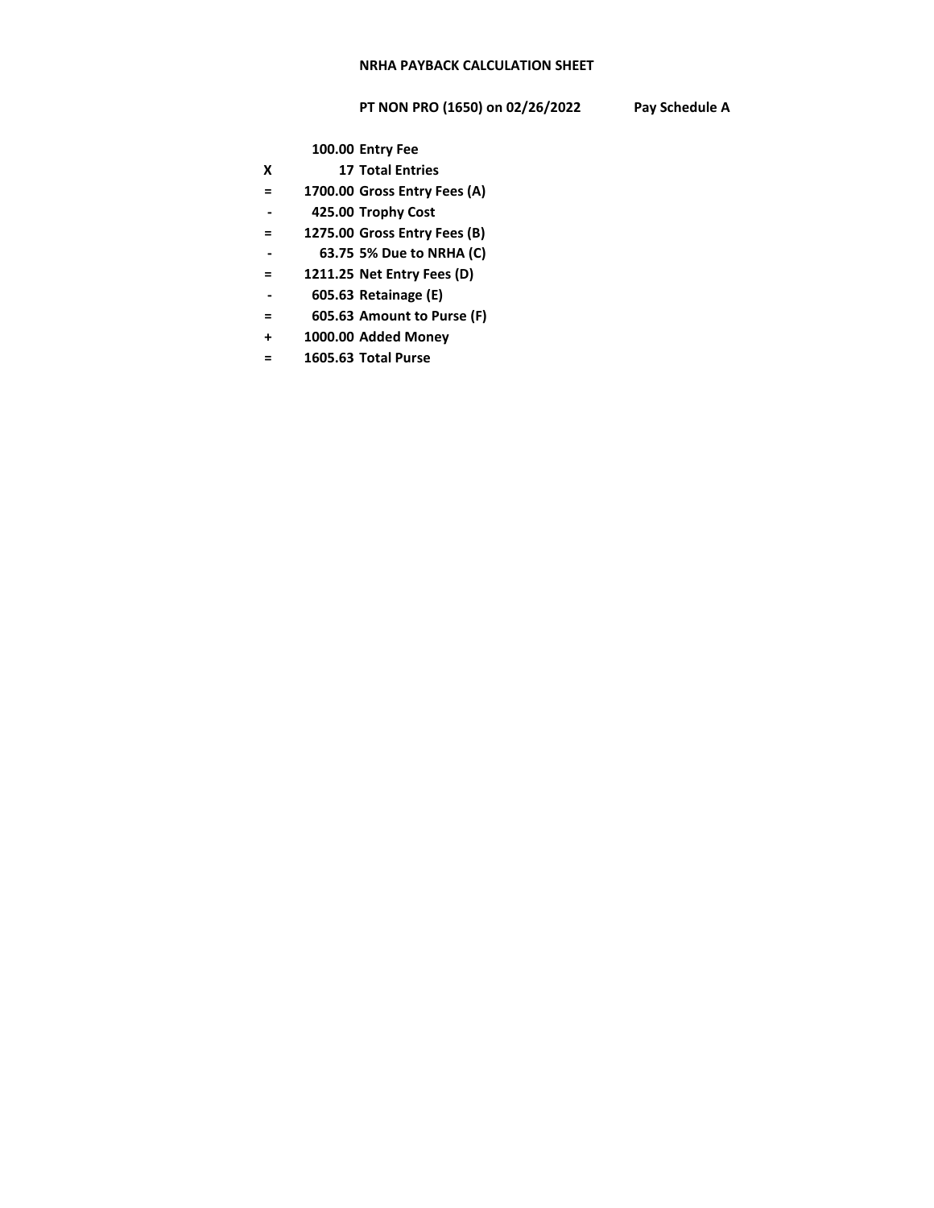**NRHA PAYBACK CALCULATION SHEET**

**PT NON PRO (1650) on 02/26/2022** **Pay Schedule A**

| | | |
|---|---|---|
| | 100.00 | Entry Fee |
| X | 17 | Total Entries |
| = | 1700.00 | Gross Entry Fees (A) |
| - | 425.00 | Trophy Cost |
| = | 1275.00 | Gross Entry Fees (B) |
| - | 63.75 | 5% Due to NRHA (C) |
| = | 1211.25 | Net Entry Fees (D) |
| - | 605.63 | Retainage (E) |
| = | 605.63 | Amount to Purse (F) |
| + | 1000.00 | Added Money |
| = | 1605.63 | Total Purse |